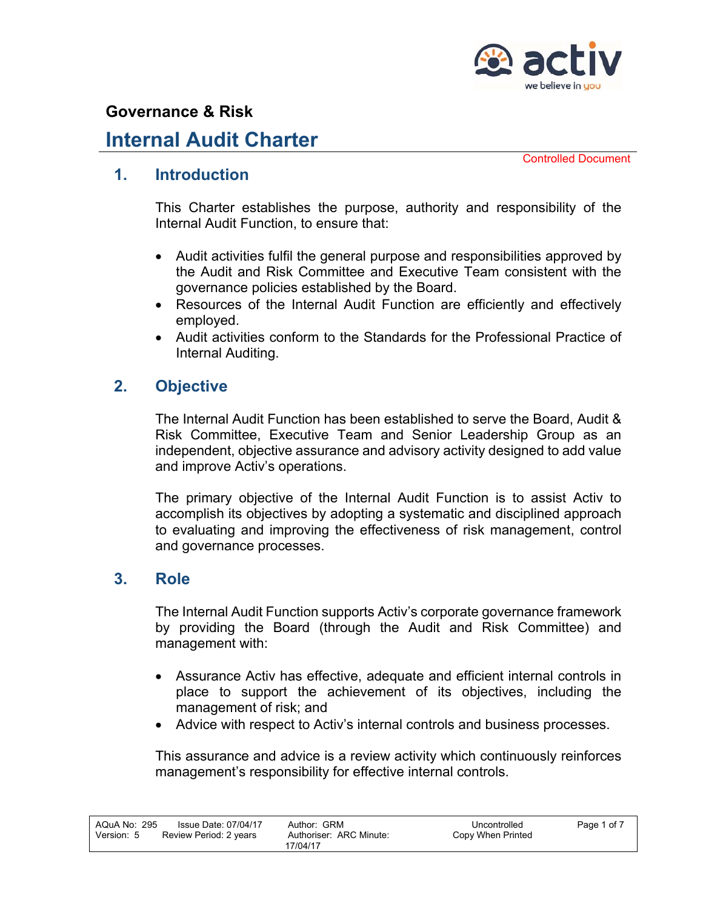## Governance & Risk

# Internal Audit Charter

Controlled Document

## 1. Introduction

This Charter establishes the purpose, authority and responsibility of the Internal Audit Function, to ensure that:

- Audit activities fulfil the general purpose and responsibilities approved by the Audit and Risk Committee and Executive Team consistent with the governance policies established by the Board.
- Resources of the Internal Audit Function are efficiently and effectively employed.
- Audit activities conform to the Standards for the Professional Practice of Internal Auditing.

## 2. Objective

The Internal Audit Function has been established to serve the Board, Audit & Risk Committee, Executive Team and Senior Leadership Group as an independent, objective assurance and advisory activity designed to add value and improve Activ's operations.

The primary objective of the Internal Audit Function is to assist Activ to accomplish its objectives by adopting a systematic and disciplined approach to evaluating and improving the effectiveness of risk management, control and governance processes.

## 3. Role

The Internal Audit Function supports Activ's corporate governance framework by providing the Board (through the Audit and Risk Committee) and management with:

- Assurance Activ has effective, adequate and efficient internal controls in place to support the achievement of its objectives, including the management of risk; and
- Advice with respect to Activ's internal controls and business processes.

This assurance and advice is a review activity which continuously reinforces management's responsibility for effective internal controls.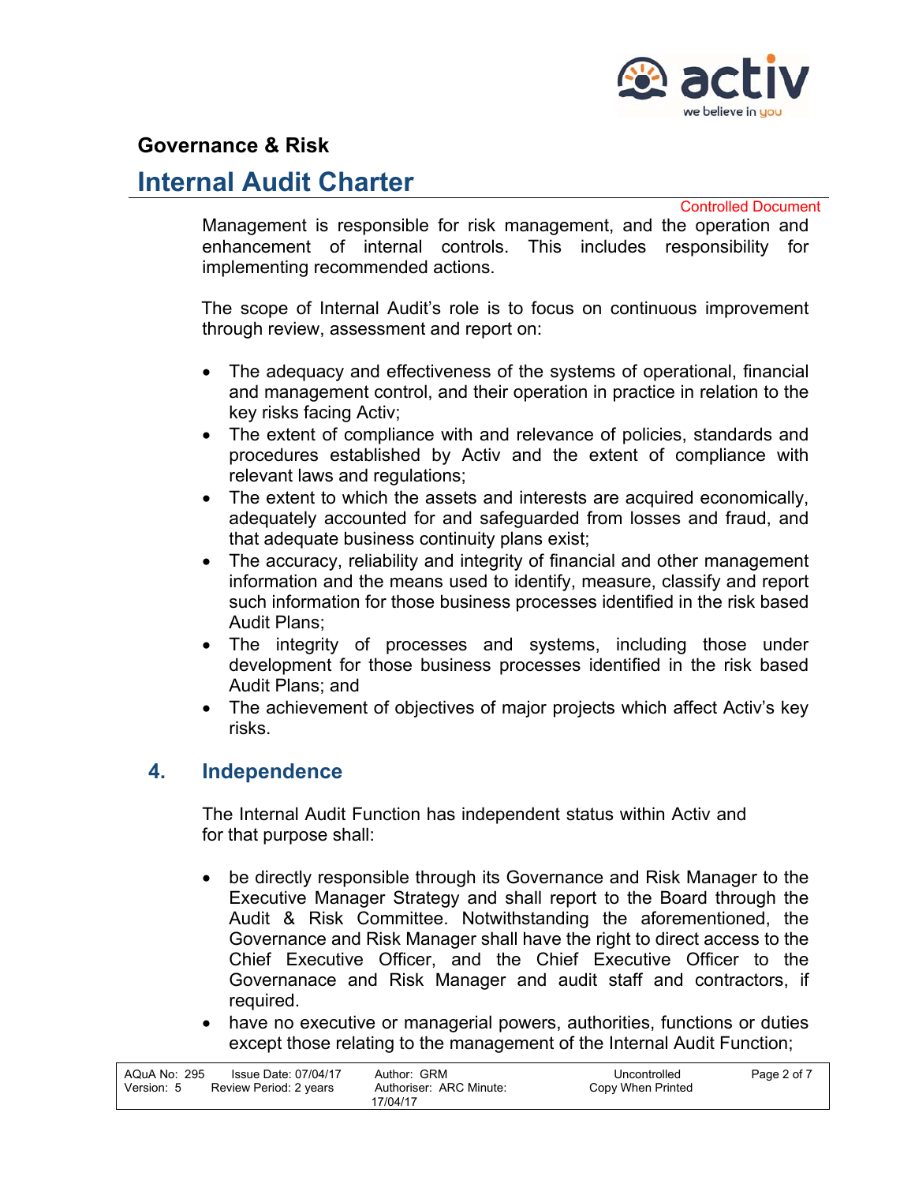Management is responsible for risk management, and the operation and enhancement of internal controls. This includes responsibility for implementing recommended actions.

The scope of Internal Audit's role is to focus on continuous improvement through review, assessment and report on:

- The adequacy and effectiveness of the systems of operational, financial and management control, and their operation in practice in relation to the key risks facing Activ;
- The extent of compliance with and relevance of policies, standards and procedures established by Activ and the extent of compliance with relevant laws and regulations;
- The extent to which the assets and interests are acquired economically, adequately accounted for and safeguarded from losses and fraud, and that adequate business continuity plans exist;
- The accuracy, reliability and integrity of financial and other management information and the means used to identify, measure, classify and report such information for those business processes identified in the risk based Audit Plans;
- The integrity of processes and systems, including those under development for those business processes identified in the risk based Audit Plans; and
- The achievement of objectives of major projects which affect Activ's key risks.

## 4. Independence

The Internal Audit Function has independent status within Activ and for that purpose shall:

- be directly responsible through its Governance and Risk Manager to the Executive Manager Strategy and shall report to the Board through the Audit & Risk Committee. Notwithstanding the aforementioned, the Governance and Risk Manager shall have the right to direct access to the Chief Executive Officer, and the Chief Executive Officer to the Governanace and Risk Manager and audit staff and contractors, if required.
- have no executive or managerial powers, authorities, functions or duties except those relating to the management of the Internal Audit Function;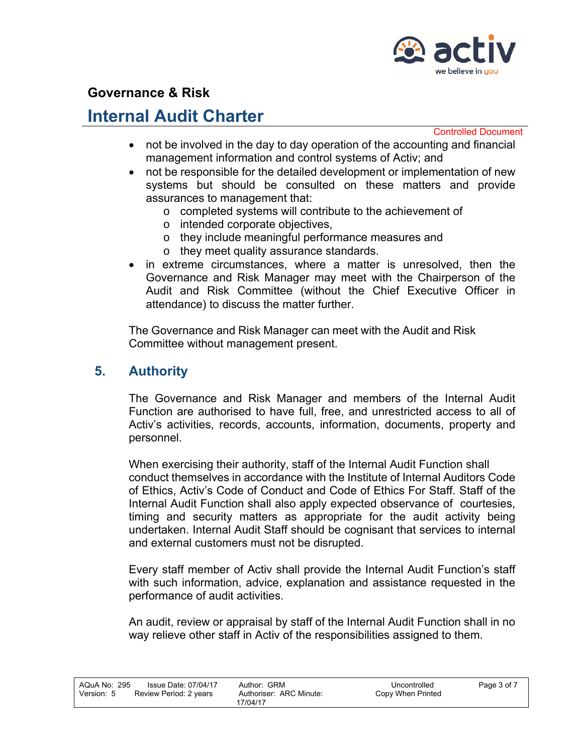- not be involved in the day to day operation of the accounting and financial management information and control systems of Activ; and
- not be responsible for the detailed development or implementation of new systems but should be consulted on these matters and provide assurances to management that:
  - completed systems will contribute to the achievement of
  - intended corporate objectives,
  - they include meaningful performance measures and
  - they meet quality assurance standards.
- in extreme circumstances, where a matter is unresolved, then the Governance and Risk Manager may meet with the Chairperson of the Audit and Risk Committee (without the Chief Executive Officer in attendance) to discuss the matter further.

The Governance and Risk Manager can meet with the Audit and Risk Committee without management present.

## 5. Authority

The Governance and Risk Manager and members of the Internal Audit Function are authorised to have full, free, and unrestricted access to all of Activ's activities, records, accounts, information, documents, property and personnel.

When exercising their authority, staff of the Internal Audit Function shall conduct themselves in accordance with the Institute of Internal Auditors Code of Ethics, Activ's Code of Conduct and Code of Ethics For Staff. Staff of the Internal Audit Function shall also apply expected observance of courtesies, timing and security matters as appropriate for the audit activity being undertaken. Internal Audit Staff should be cognisant that services to internal and external customers must not be disrupted.

Every staff member of Activ shall provide the Internal Audit Function's staff with such information, advice, explanation and assistance requested in the performance of audit activities.

An audit, review or appraisal by staff of the Internal Audit Function shall in no way relieve other staff in Activ of the responsibilities assigned to them.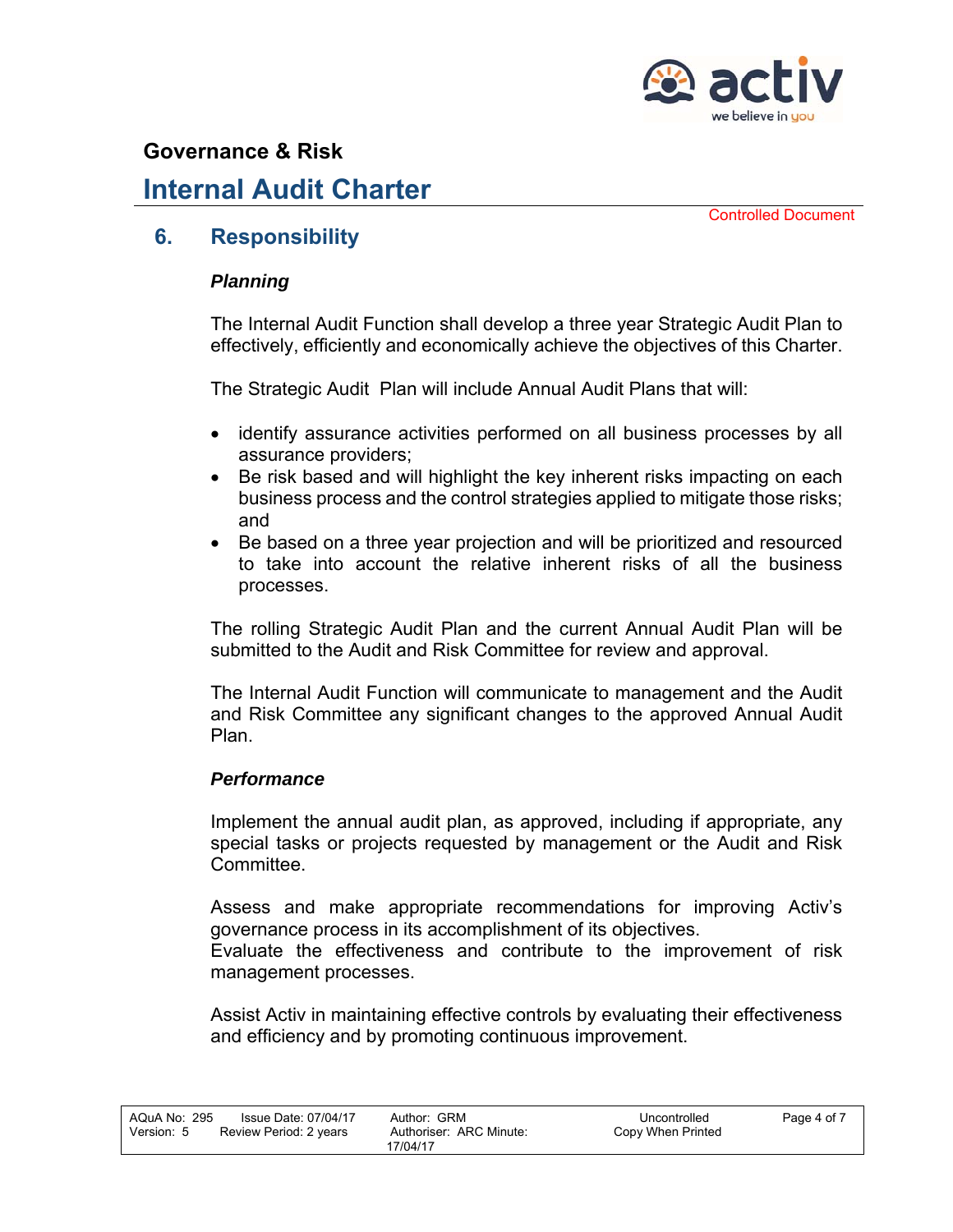## 6. Responsibility

***Planning***

The Internal Audit Function shall develop a three year Strategic Audit Plan to effectively, efficiently and economically achieve the objectives of this Charter.

The Strategic Audit Plan will include Annual Audit Plans that will:

- identify assurance activities performed on all business processes by all assurance providers;
- Be risk based and will highlight the key inherent risks impacting on each business process and the control strategies applied to mitigate those risks; and
- Be based on a three year projection and will be prioritized and resourced to take into account the relative inherent risks of all the business processes.

The rolling Strategic Audit Plan and the current Annual Audit Plan will be submitted to the Audit and Risk Committee for review and approval.

The Internal Audit Function will communicate to management and the Audit and Risk Committee any significant changes to the approved Annual Audit Plan.

***Performance***

Implement the annual audit plan, as approved, including if appropriate, any special tasks or projects requested by management or the Audit and Risk Committee.

Assess and make appropriate recommendations for improving Activ's governance process in its accomplishment of its objectives.
Evaluate the effectiveness and contribute to the improvement of risk management processes.

Assist Activ in maintaining effective controls by evaluating their effectiveness and efficiency and by promoting continuous improvement.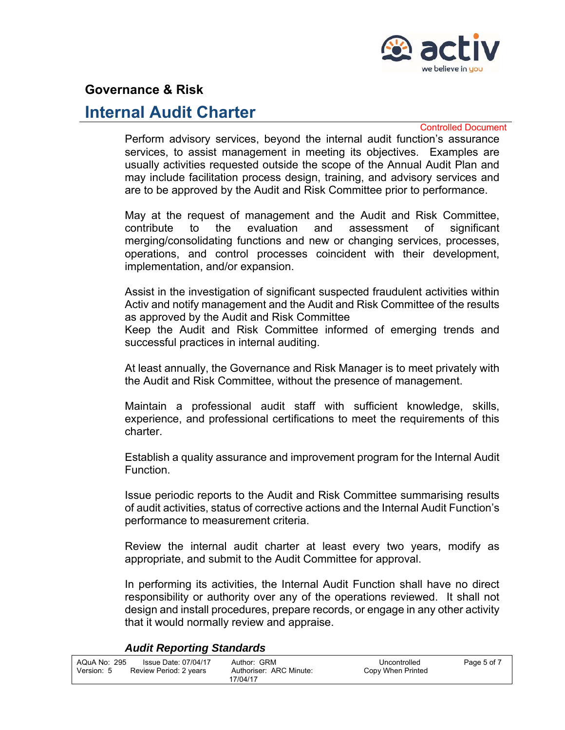Perform advisory services, beyond the internal audit function's assurance services, to assist management in meeting its objectives. Examples are usually activities requested outside the scope of the Annual Audit Plan and may include facilitation process design, training, and advisory services and are to be approved by the Audit and Risk Committee prior to performance.

May at the request of management and the Audit and Risk Committee, contribute to the evaluation and assessment of significant merging/consolidating functions and new or changing services, processes, operations, and control processes coincident with their development, implementation, and/or expansion.

Assist in the investigation of significant suspected fraudulent activities within Activ and notify management and the Audit and Risk Committee of the results as approved by the Audit and Risk Committee
Keep the Audit and Risk Committee informed of emerging trends and successful practices in internal auditing.

At least annually, the Governance and Risk Manager is to meet privately with the Audit and Risk Committee, without the presence of management.

Maintain a professional audit staff with sufficient knowledge, skills, experience, and professional certifications to meet the requirements of this charter.

Establish a quality assurance and improvement program for the Internal Audit Function.

Issue periodic reports to the Audit and Risk Committee summarising results of audit activities, status of corrective actions and the Internal Audit Function's performance to measurement criteria.

Review the internal audit charter at least every two years, modify as appropriate, and submit to the Audit Committee for approval.

In performing its activities, the Internal Audit Function shall have no direct responsibility or authority over any of the operations reviewed. It shall not design and install procedures, prepare records, or engage in any other activity that it would normally review and appraise.

### *Audit Reporting Standards*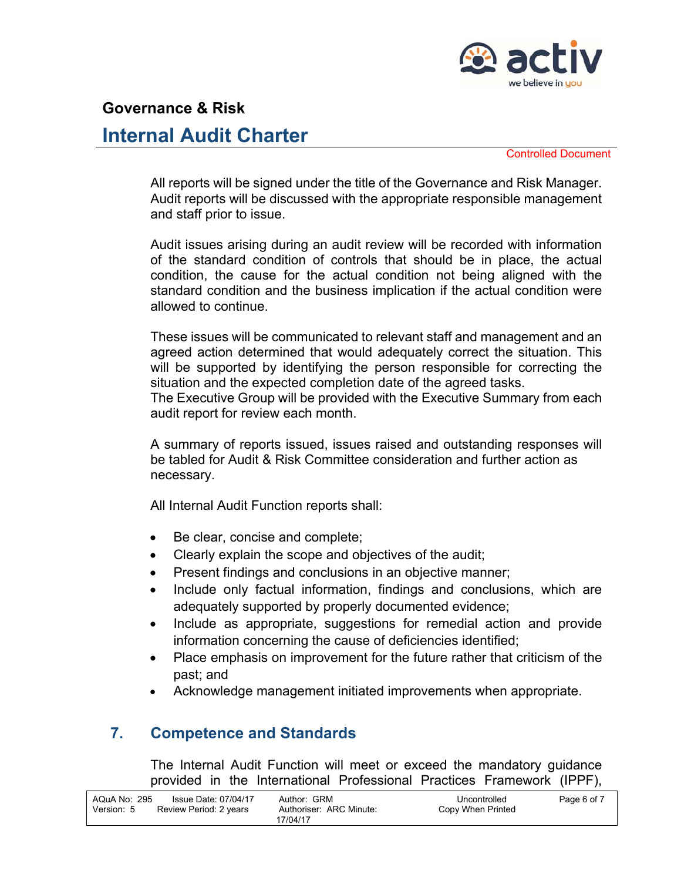All reports will be signed under the title of the Governance and Risk Manager. Audit reports will be discussed with the appropriate responsible management and staff prior to issue.

Audit issues arising during an audit review will be recorded with information of the standard condition of controls that should be in place, the actual condition, the cause for the actual condition not being aligned with the standard condition and the business implication if the actual condition were allowed to continue.

These issues will be communicated to relevant staff and management and an agreed action determined that would adequately correct the situation. This will be supported by identifying the person responsible for correcting the situation and the expected completion date of the agreed tasks.
The Executive Group will be provided with the Executive Summary from each audit report for review each month.

A summary of reports issued, issues raised and outstanding responses will be tabled for Audit & Risk Committee consideration and further action as necessary.

All Internal Audit Function reports shall:

- Be clear, concise and complete;
- Clearly explain the scope and objectives of the audit;
- Present findings and conclusions in an objective manner;
- Include only factual information, findings and conclusions, which are adequately supported by properly documented evidence;
- Include as appropriate, suggestions for remedial action and provide information concerning the cause of deficiencies identified;
- Place emphasis on improvement for the future rather that criticism of the past; and
- Acknowledge management initiated improvements when appropriate.

## 7. Competence and Standards

The Internal Audit Function will meet or exceed the mandatory guidance provided in the International Professional Practices Framework (IPPF),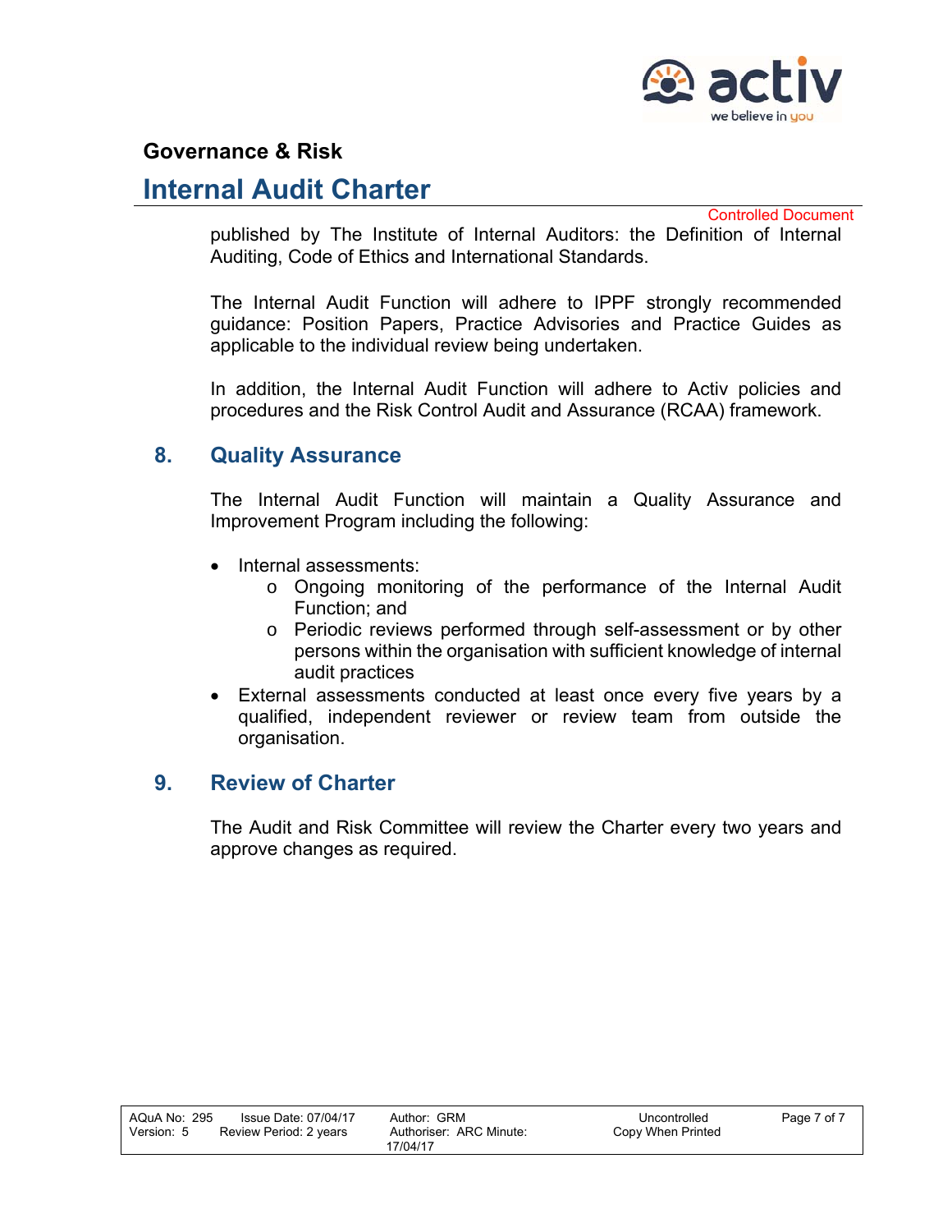published by The Institute of Internal Auditors: the Definition of Internal Auditing, Code of Ethics and International Standards.

The Internal Audit Function will adhere to IPPF strongly recommended guidance: Position Papers, Practice Advisories and Practice Guides as applicable to the individual review being undertaken.

In addition, the Internal Audit Function will adhere to Activ policies and procedures and the Risk Control Audit and Assurance (RCAA) framework.

## 8. Quality Assurance

The Internal Audit Function will maintain a Quality Assurance and Improvement Program including the following:

- Internal assessments:
  - Ongoing monitoring of the performance of the Internal Audit Function; and
  - Periodic reviews performed through self-assessment or by other persons within the organisation with sufficient knowledge of internal audit practices
- External assessments conducted at least once every five years by a qualified, independent reviewer or review team from outside the organisation.

## 9. Review of Charter

The Audit and Risk Committee will review the Charter every two years and approve changes as required.